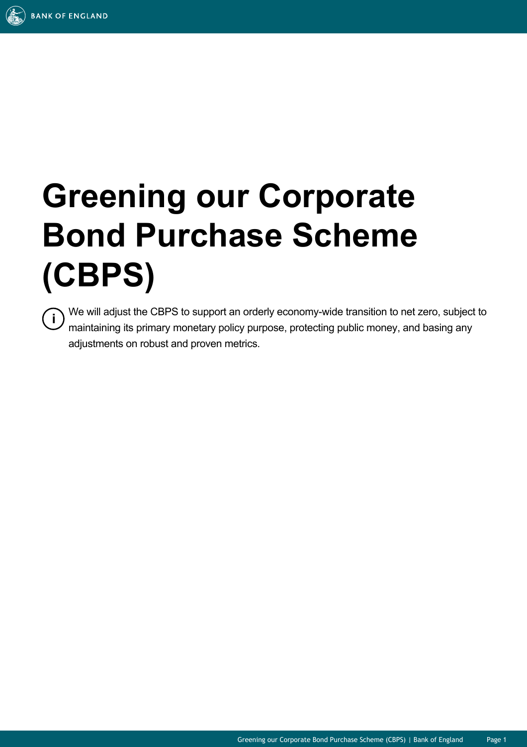# Greening our Corporate Bond Purchase Scheme (CBPS)

We will adjust the CBPS to support an orderly economy-wide transition to net zero, subject to maintaining its primary monetary policy purpose, protecting public money, and basing any adjustments on robust and proven metrics.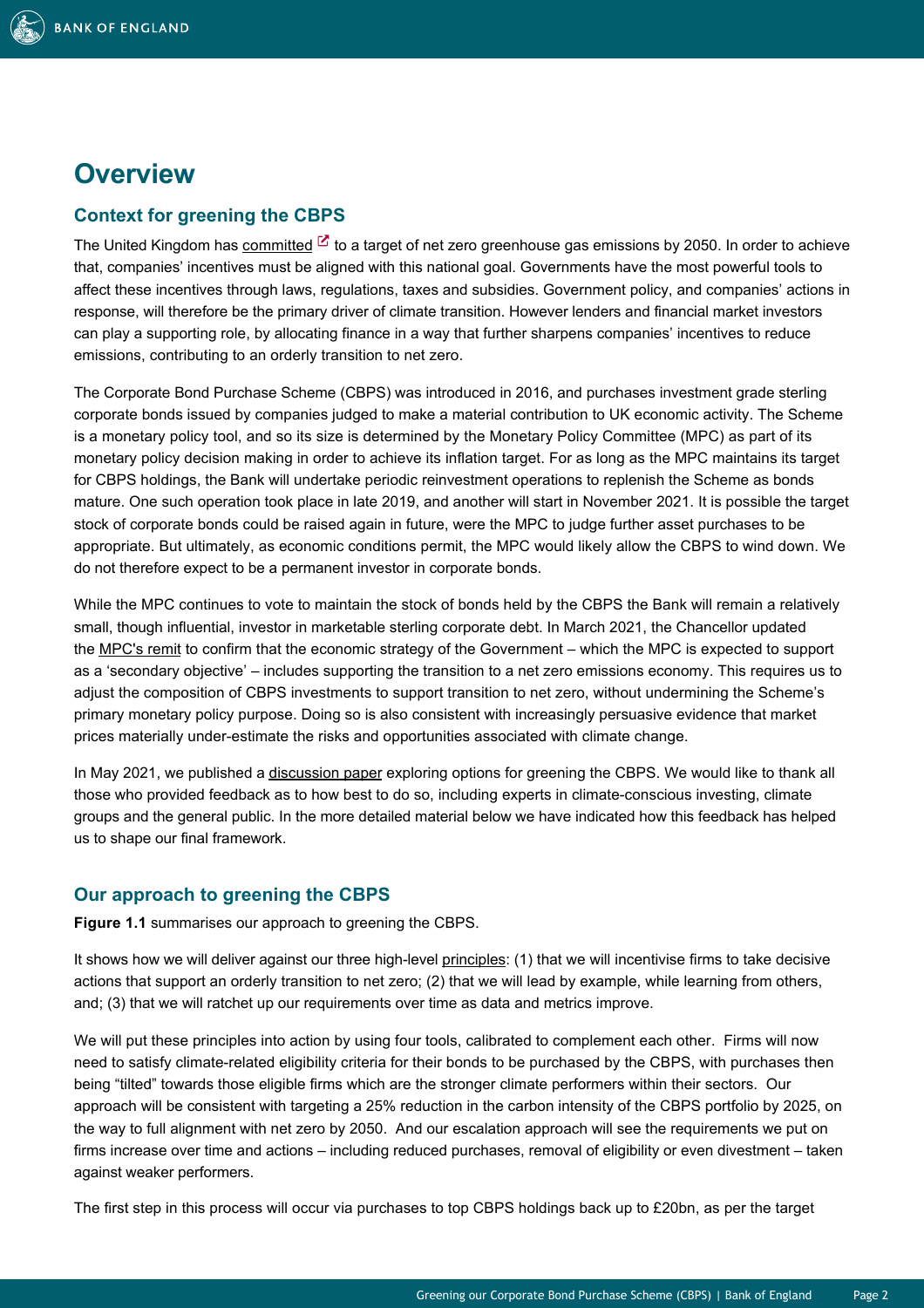# Overview

## Context for greening the CBPS

The United Kingdom has committed to a target of net zero greenhouse gas emissions by 2050. In order to achieve that, companies' incentives must be aligned with this national goal. Governments have the most powerful tools to affect these incentives through laws, regulations, taxes and subsidies. Government policy, and companies' actions in response, will therefore be the primary driver of climate transition. However lenders and financial market investors can play a supporting role, by allocating finance in a way that further sharpens companies' incentives to reduce emissions, contributing to an orderly transition to net zero.

The Corporate Bond Purchase Scheme (CBPS) was introduced in 2016, and purchases investment grade sterling corporate bonds issued by companies judged to make a material contribution to UK economic activity. The Scheme is a monetary policy tool, and so its size is determined by the Monetary Policy Committee (MPC) as part of its monetary policy decision making in order to achieve its inflation target. For as long as the MPC maintains its target for CBPS holdings, the Bank will undertake periodic reinvestment operations to replenish the Scheme as bonds mature. One such operation took place in late 2019, and another will start in November 2021. It is possible the target stock of corporate bonds could be raised again in future, were the MPC to judge further asset purchases to be appropriate. But ultimately, as economic conditions permit, the MPC would likely allow the CBPS to wind down. We do not therefore expect to be a permanent investor in corporate bonds.

While the MPC continues to vote to maintain the stock of bonds held by the CBPS the Bank will remain a relatively small, though influential, investor in marketable sterling corporate debt. In March 2021, the Chancellor updated the MPC's remit to confirm that the economic strategy of the Government – which the MPC is expected to support as a 'secondary objective' – includes supporting the transition to a net zero emissions economy. This requires us to adjust the composition of CBPS investments to support transition to net zero, without undermining the Scheme's primary monetary policy purpose. Doing so is also consistent with increasingly persuasive evidence that market prices materially under-estimate the risks and opportunities associated with climate change.

In May 2021, we published a discussion paper exploring options for greening the CBPS. We would like to thank all those who provided feedback as to how best to do so, including experts in climate-conscious investing, climate groups and the general public. In the more detailed material below we have indicated how this feedback has helped us to shape our final framework.

## Our approach to greening the CBPS

**Figure 1.1** summarises our approach to greening the CBPS.

It shows how we will deliver against our three high-level principles: (1) that we will incentivise firms to take decisive actions that support an orderly transition to net zero; (2) that we will lead by example, while learning from others, and; (3) that we will ratchet up our requirements over time as data and metrics improve.

We will put these principles into action by using four tools, calibrated to complement each other. Firms will now need to satisfy climate-related eligibility criteria for their bonds to be purchased by the CBPS, with purchases then being "tilted" towards those eligible firms which are the stronger climate performers within their sectors. Our approach will be consistent with targeting a 25% reduction in the carbon intensity of the CBPS portfolio by 2025, on the way to full alignment with net zero by 2050. And our escalation approach will see the requirements we put on firms increase over time and actions – including reduced purchases, removal of eligibility or even divestment – taken against weaker performers.

The first step in this process will occur via purchases to top CBPS holdings back up to £20bn, as per the target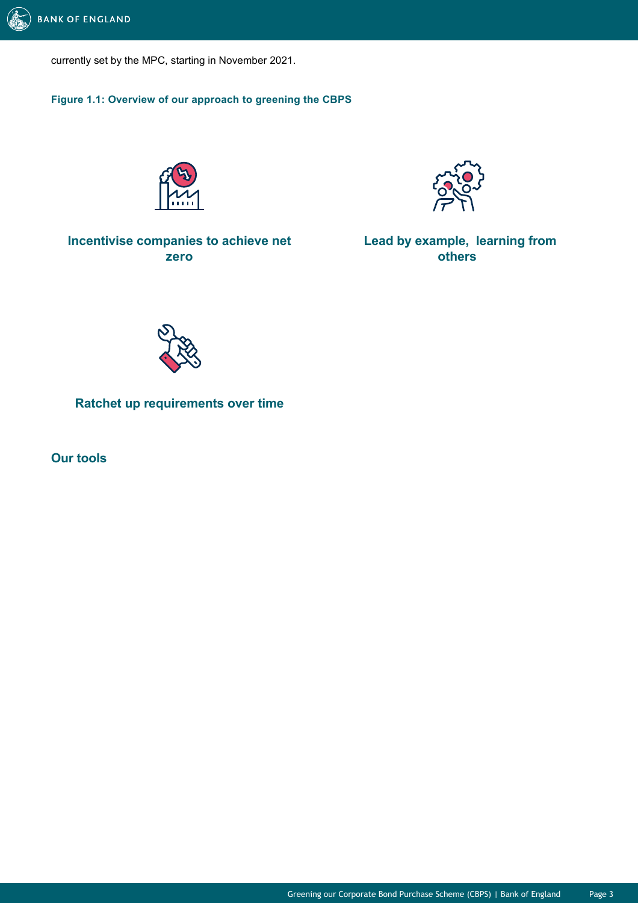currently set by the MPC, starting in November 2021.

**Figure 1.1: Overview of our approach to greening the CBPS**

**Incentivise companies to achieve net zero**

**Lead by example, learning from others**

**Ratchet up requirements over time**

## Our tools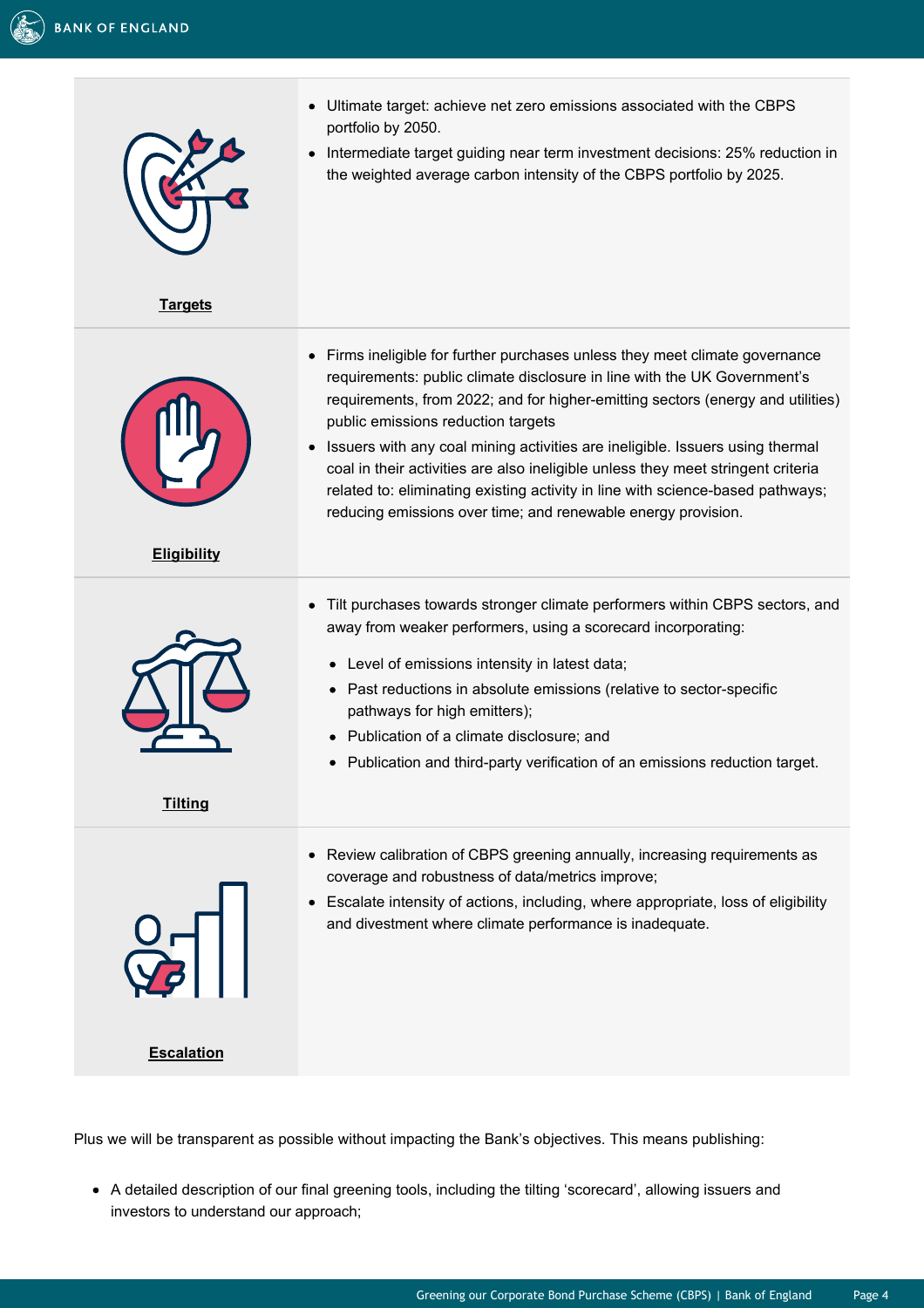| | |
|---|---|
| **Targets** | • Ultimate target: achieve net zero emissions associated with the CBPS portfolio by 2050.<br>• Intermediate target guiding near term investment decisions: 25% reduction in the weighted average carbon intensity of the CBPS portfolio by 2025. |
| **Eligibility** | • Firms ineligible for further purchases unless they meet climate governance requirements: public climate disclosure in line with the UK Government's requirements, from 2022; and for higher-emitting sectors (energy and utilities) public emissions reduction targets<br>• Issuers with any coal mining activities are ineligible. Issuers using thermal coal in their activities are also ineligible unless they meet stringent criteria related to: eliminating existing activity in line with science-based pathways; reducing emissions over time; and renewable energy provision. |
| **Tilting** | • Tilt purchases towards stronger climate performers within CBPS sectors, and away from weaker performers, using a scorecard incorporating:<br>  • Level of emissions intensity in latest data;<br>  • Past reductions in absolute emissions (relative to sector-specific pathways for high emitters);<br>  • Publication of a climate disclosure; and<br>  • Publication and third-party verification of an emissions reduction target. |
| **Escalation** | • Review calibration of CBPS greening annually, increasing requirements as coverage and robustness of data/metrics improve;<br>• Escalate intensity of actions, including, where appropriate, loss of eligibility and divestment where climate performance is inadequate. |

Plus we will be transparent as possible without impacting the Bank's objectives. This means publishing:

- A detailed description of our final greening tools, including the tilting 'scorecard', allowing issuers and investors to understand our approach;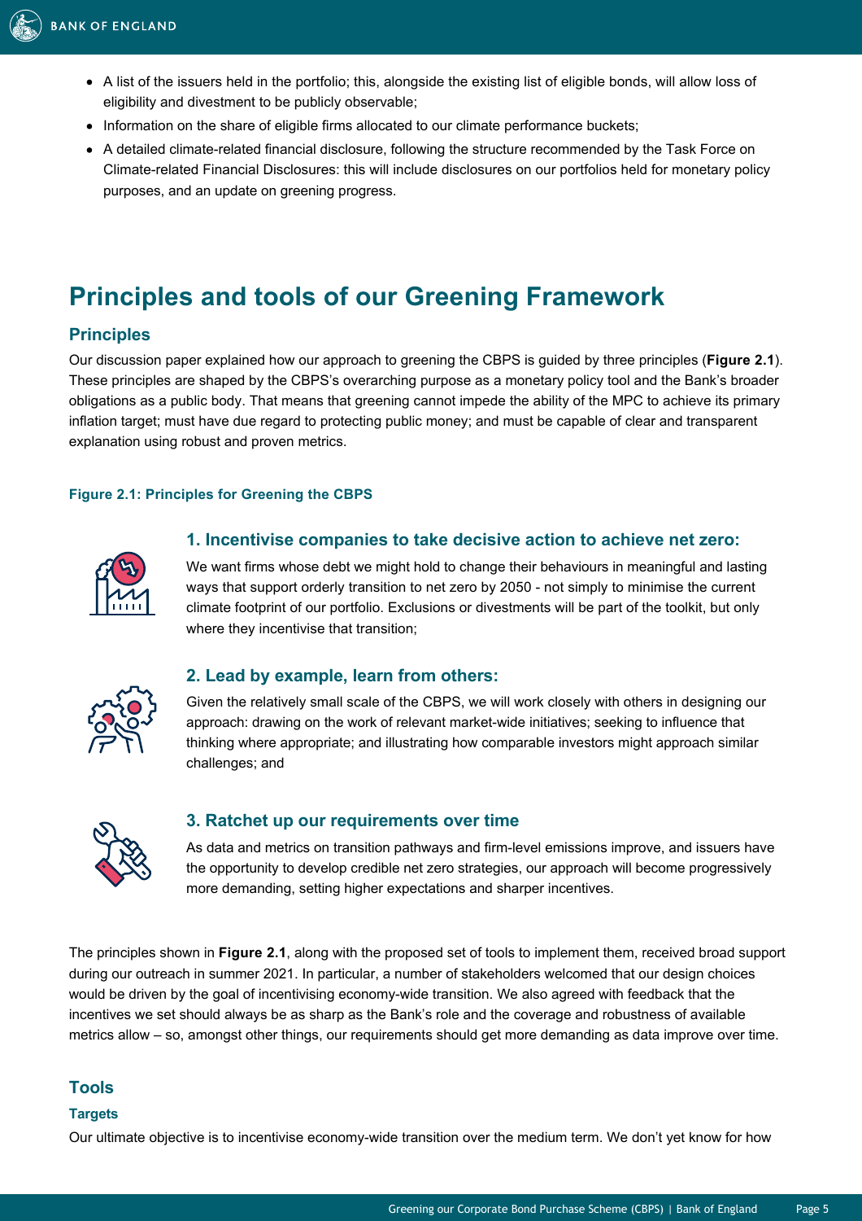- A list of the issuers held in the portfolio; this, alongside the existing list of eligible bonds, will allow loss of eligibility and divestment to be publicly observable;
- Information on the share of eligible firms allocated to our climate performance buckets;
- A detailed climate-related financial disclosure, following the structure recommended by the Task Force on Climate-related Financial Disclosures: this will include disclosures on our portfolios held for monetary policy purposes, and an update on greening progress.

# Principles and tools of our Greening Framework

## Principles

Our discussion paper explained how our approach to greening the CBPS is guided by three principles (**Figure 2.1**). These principles are shaped by the CBPS's overarching purpose as a monetary policy tool and the Bank's broader obligations as a public body. That means that greening cannot impede the ability of the MPC to achieve its primary inflation target; must have due regard to protecting public money; and must be capable of clear and transparent explanation using robust and proven metrics.

**Figure 2.1: Principles for Greening the CBPS**

### 1. Incentivise companies to take decisive action to achieve net zero:

We want firms whose debt we might hold to change their behaviours in meaningful and lasting ways that support orderly transition to net zero by 2050 - not simply to minimise the current climate footprint of our portfolio. Exclusions or divestments will be part of the toolkit, but only where they incentivise that transition;

### 2. Lead by example, learn from others:

Given the relatively small scale of the CBPS, we will work closely with others in designing our approach: drawing on the work of relevant market-wide initiatives; seeking to influence that thinking where appropriate; and illustrating how comparable investors might approach similar challenges; and

### 3. Ratchet up our requirements over time

As data and metrics on transition pathways and firm-level emissions improve, and issuers have the opportunity to develop credible net zero strategies, our approach will become progressively more demanding, setting higher expectations and sharper incentives.

The principles shown in **Figure 2.1**, along with the proposed set of tools to implement them, received broad support during our outreach in summer 2021. In particular, a number of stakeholders welcomed that our design choices would be driven by the goal of incentivising economy-wide transition. We also agreed with feedback that the incentives we set should always be as sharp as the Bank's role and the coverage and robustness of available metrics allow – so, amongst other things, our requirements should get more demanding as data improve over time.

## Tools

### Targets

Our ultimate objective is to incentivise economy-wide transition over the medium term. We don't yet know for how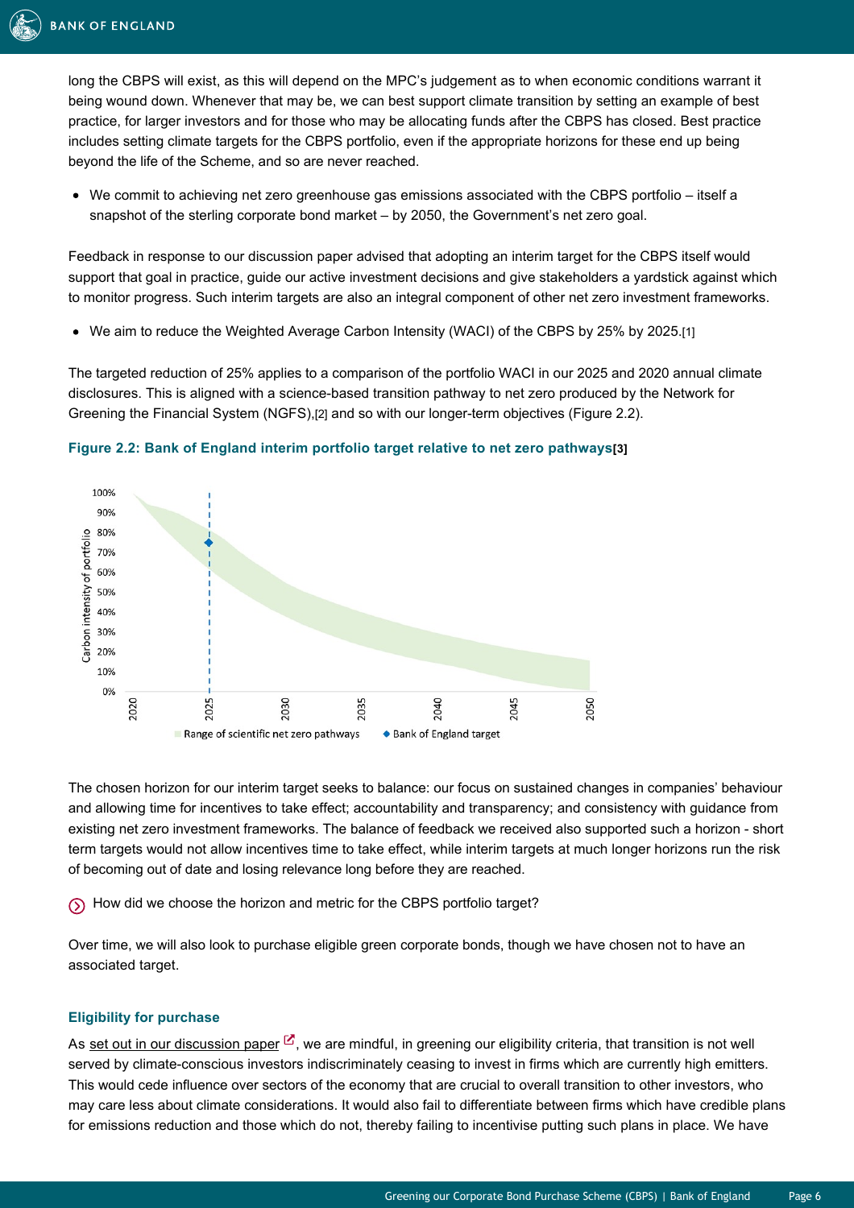long the CBPS will exist, as this will depend on the MPC's judgement as to when economic conditions warrant it being wound down. Whenever that may be, we can best support climate transition by setting an example of best practice, for larger investors and for those who may be allocating funds after the CBPS has closed. Best practice includes setting climate targets for the CBPS portfolio, even if the appropriate horizons for these end up being beyond the life of the Scheme, and so are never reached.

- We commit to achieving net zero greenhouse gas emissions associated with the CBPS portfolio – itself a snapshot of the sterling corporate bond market – by 2050, the Government's net zero goal.

Feedback in response to our discussion paper advised that adopting an interim target for the CBPS itself would support that goal in practice, guide our active investment decisions and give stakeholders a yardstick against which to monitor progress. Such interim targets are also an integral component of other net zero investment frameworks.

- We aim to reduce the Weighted Average Carbon Intensity (WACI) of the CBPS by 25% by 2025.[1]

The targeted reduction of 25% applies to a comparison of the portfolio WACI in our 2025 and 2020 annual climate disclosures. This is aligned with a science-based transition pathway to net zero produced by the Network for Greening the Financial System (NGFS),[2] and so with our longer-term objectives (Figure 2.2).

**Figure 2.2: Bank of England interim portfolio target relative to net zero pathways[3]**

The chosen horizon for our interim target seeks to balance: our focus on sustained changes in companies' behaviour and allowing time for incentives to take effect; accountability and transparency; and consistency with guidance from existing net zero investment frameworks. The balance of feedback we received also supported such a horizon - short term targets would not allow incentives time to take effect, while interim targets at much longer horizons run the risk of becoming out of date and losing relevance long before they are reached.

How did we choose the horizon and metric for the CBPS portfolio target?

Over time, we will also look to purchase eligible green corporate bonds, though we have chosen not to have an associated target.

### Eligibility for purchase

As set out in our discussion paper, we are mindful, in greening our eligibility criteria, that transition is not well served by climate-conscious investors indiscriminately ceasing to invest in firms which are currently high emitters. This would cede influence over sectors of the economy that are crucial to overall transition to other investors, who may care less about climate considerations. It would also fail to differentiate between firms which have credible plans for emissions reduction and those which do not, thereby failing to incentivise putting such plans in place. We have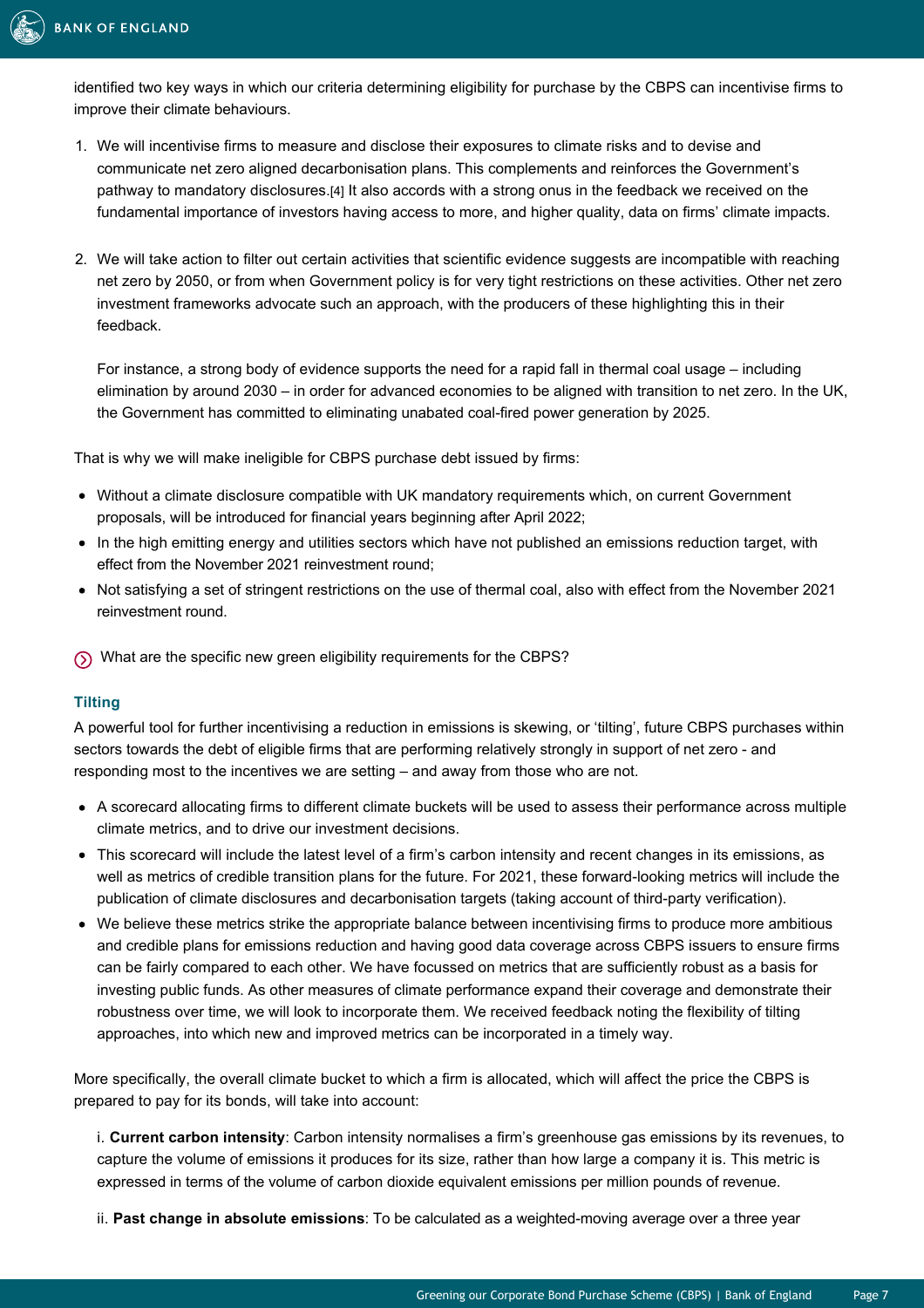identified two key ways in which our criteria determining eligibility for purchase by the CBPS can incentivise firms to improve their climate behaviours.

1. We will incentivise firms to measure and disclose their exposures to climate risks and to devise and communicate net zero aligned decarbonisation plans. This complements and reinforces the Government's pathway to mandatory disclosures.[4] It also accords with a strong onus in the feedback we received on the fundamental importance of investors having access to more, and higher quality, data on firms' climate impacts.

2. We will take action to filter out certain activities that scientific evidence suggests are incompatible with reaching net zero by 2050, or from when Government policy is for very tight restrictions on these activities. Other net zero investment frameworks advocate such an approach, with the producers of these highlighting this in their feedback.

   For instance, a strong body of evidence supports the need for a rapid fall in thermal coal usage – including elimination by around 2030 – in order for advanced economies to be aligned with transition to net zero. In the UK, the Government has committed to eliminating unabated coal-fired power generation by 2025.

That is why we will make ineligible for CBPS purchase debt issued by firms:

- Without a climate disclosure compatible with UK mandatory requirements which, on current Government proposals, will be introduced for financial years beginning after April 2022;
- In the high emitting energy and utilities sectors which have not published an emissions reduction target, with effect from the November 2021 reinvestment round;
- Not satisfying a set of stringent restrictions on the use of thermal coal, also with effect from the November 2021 reinvestment round.

What are the specific new green eligibility requirements for the CBPS?

### Tilting

A powerful tool for further incentivising a reduction in emissions is skewing, or 'tilting', future CBPS purchases within sectors towards the debt of eligible firms that are performing relatively strongly in support of net zero - and responding most to the incentives we are setting – and away from those who are not.

- A scorecard allocating firms to different climate buckets will be used to assess their performance across multiple climate metrics, and to drive our investment decisions.
- This scorecard will include the latest level of a firm's carbon intensity and recent changes in its emissions, as well as metrics of credible transition plans for the future. For 2021, these forward-looking metrics will include the publication of climate disclosures and decarbonisation targets (taking account of third-party verification).
- We believe these metrics strike the appropriate balance between incentivising firms to produce more ambitious and credible plans for emissions reduction and having good data coverage across CBPS issuers to ensure firms can be fairly compared to each other. We have focussed on metrics that are sufficiently robust as a basis for investing public funds. As other measures of climate performance expand their coverage and demonstrate their robustness over time, we will look to incorporate them. We received feedback noting the flexibility of tilting approaches, into which new and improved metrics can be incorporated in a timely way.

More specifically, the overall climate bucket to which a firm is allocated, which will affect the price the CBPS is prepared to pay for its bonds, will take into account:

i. **Current carbon intensity**: Carbon intensity normalises a firm's greenhouse gas emissions by its revenues, to capture the volume of emissions it produces for its size, rather than how large a company it is. This metric is expressed in terms of the volume of carbon dioxide equivalent emissions per million pounds of revenue.

ii. **Past change in absolute emissions**: To be calculated as a weighted-moving average over a three year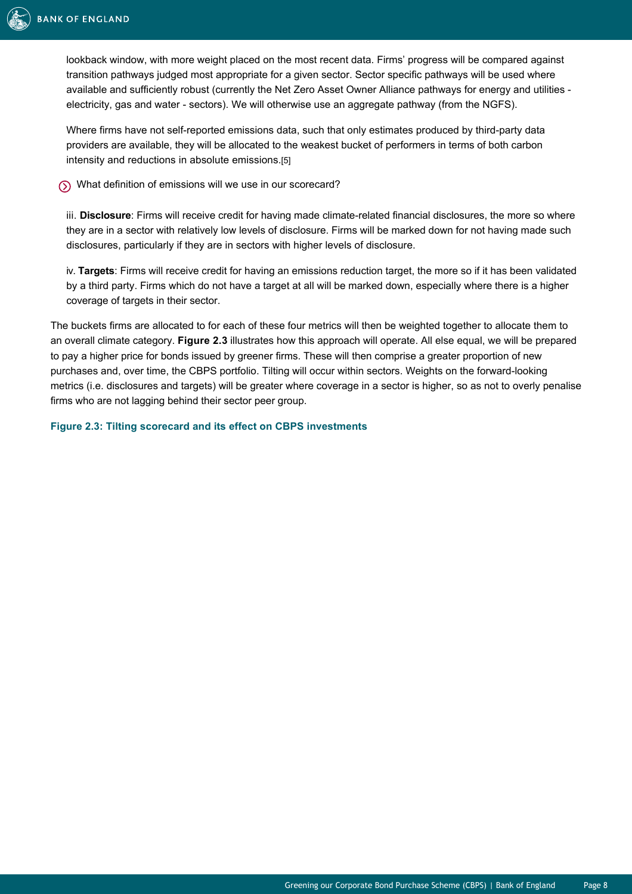lookback window, with more weight placed on the most recent data. Firms' progress will be compared against transition pathways judged most appropriate for a given sector. Sector specific pathways will be used where available and sufficiently robust (currently the Net Zero Asset Owner Alliance pathways for energy and utilities - electricity, gas and water - sectors). We will otherwise use an aggregate pathway (from the NGFS).

Where firms have not self-reported emissions data, such that only estimates produced by third-party data providers are available, they will be allocated to the weakest bucket of performers in terms of both carbon intensity and reductions in absolute emissions.[5]

What definition of emissions will we use in our scorecard?

iii. **Disclosure**: Firms will receive credit for having made climate-related financial disclosures, the more so where they are in a sector with relatively low levels of disclosure. Firms will be marked down for not having made such disclosures, particularly if they are in sectors with higher levels of disclosure.

iv. **Targets**: Firms will receive credit for having an emissions reduction target, the more so if it has been validated by a third party. Firms which do not have a target at all will be marked down, especially where there is a higher coverage of targets in their sector.

The buckets firms are allocated to for each of these four metrics will then be weighted together to allocate them to an overall climate category. **Figure 2.3** illustrates how this approach will operate. All else equal, we will be prepared to pay a higher price for bonds issued by greener firms. These will then comprise a greater proportion of new purchases and, over time, the CBPS portfolio. Tilting will occur within sectors. Weights on the forward-looking metrics (i.e. disclosures and targets) will be greater where coverage in a sector is higher, so as not to overly penalise firms who are not lagging behind their sector peer group.

**Figure 2.3: Tilting scorecard and its effect on CBPS investments**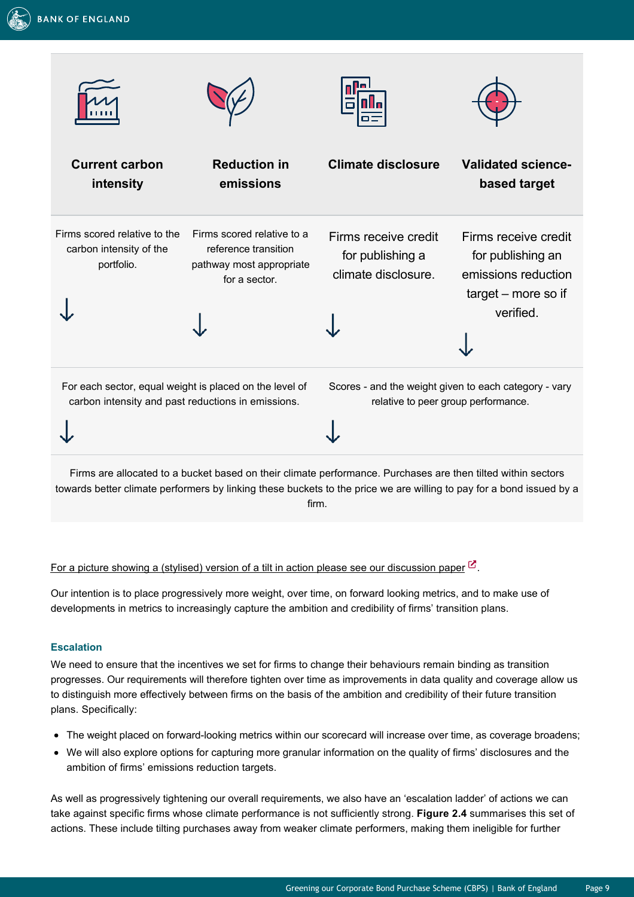| Current carbon intensity | Reduction in emissions | Climate disclosure | Validated science-based target |
| --- | --- | --- | --- |
| Firms scored relative to the carbon intensity of the portfolio. | Firms scored relative to a reference transition pathway most appropriate for a sector. | Firms receive credit for publishing a climate disclosure. | Firms receive credit for publishing an emissions reduction target – more so if verified. |

For each sector, equal weight is placed on the level of carbon intensity and past reductions in emissions.

Scores - and the weight given to each category - vary relative to peer group performance.

Firms are allocated to a bucket based on their climate performance. Purchases are then tilted within sectors towards better climate performers by linking these buckets to the price we are willing to pay for a bond issued by a firm.

For a picture showing a (stylised) version of a tilt in action please see our discussion paper.

Our intention is to place progressively more weight, over time, on forward looking metrics, and to make use of developments in metrics to increasingly capture the ambition and credibility of firms' transition plans.

### Escalation

We need to ensure that the incentives we set for firms to change their behaviours remain binding as transition progresses. Our requirements will therefore tighten over time as improvements in data quality and coverage allow us to distinguish more effectively between firms on the basis of the ambition and credibility of their future transition plans. Specifically:

- The weight placed on forward-looking metrics within our scorecard will increase over time, as coverage broadens;
- We will also explore options for capturing more granular information on the quality of firms' disclosures and the ambition of firms' emissions reduction targets.

As well as progressively tightening our overall requirements, we also have an 'escalation ladder' of actions we can take against specific firms whose climate performance is not sufficiently strong. **Figure 2.4** summarises this set of actions. These include tilting purchases away from weaker climate performers, making them ineligible for further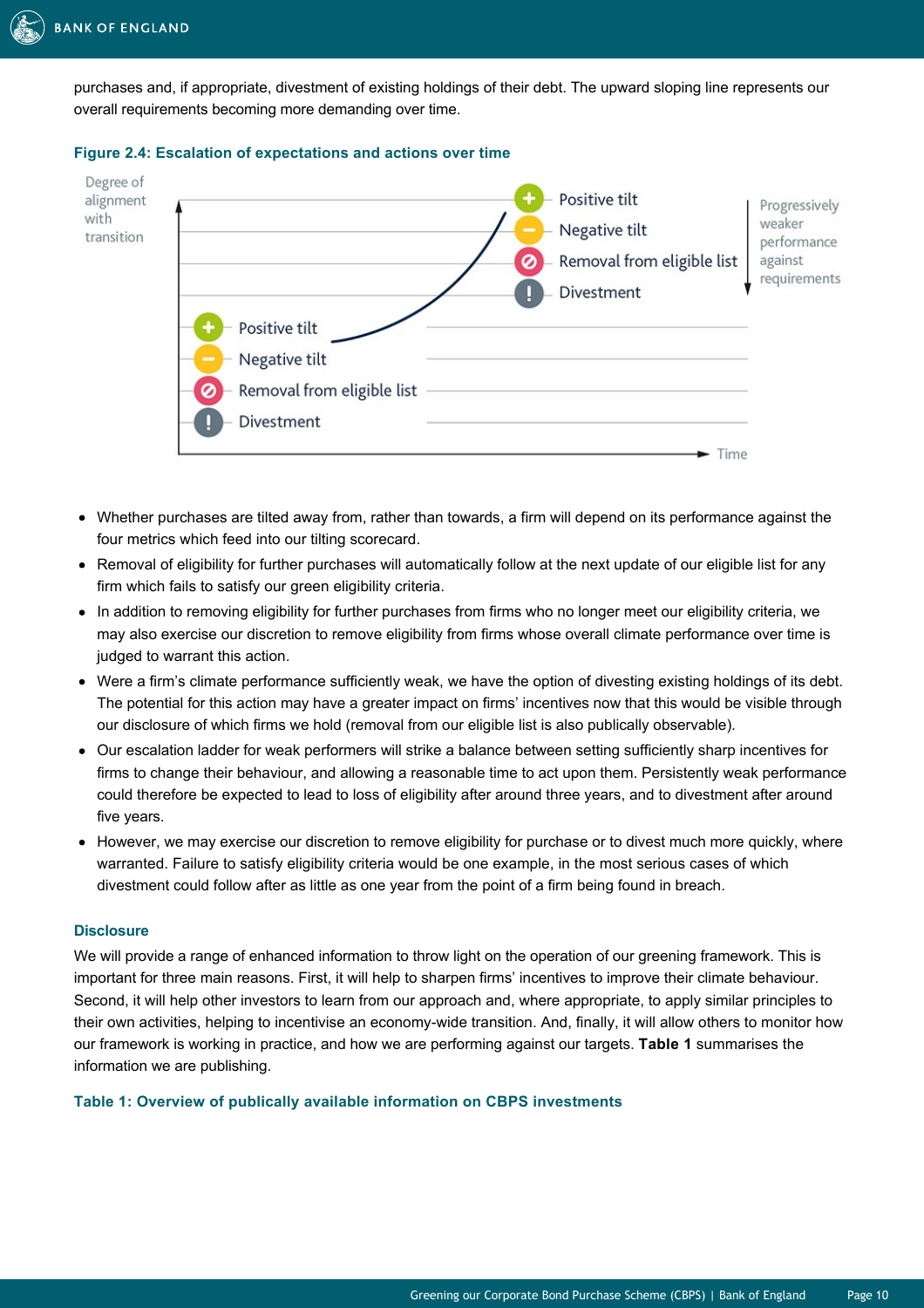purchases and, if appropriate, divestment of existing holdings of their debt. The upward sloping line represents our overall requirements becoming more demanding over time.

**Figure 2.4: Escalation of expectations and actions over time**

- Whether purchases are tilted away from, rather than towards, a firm will depend on its performance against the four metrics which feed into our tilting scorecard.
- Removal of eligibility for further purchases will automatically follow at the next update of our eligible list for any firm which fails to satisfy our green eligibility criteria.
- In addition to removing eligibility for further purchases from firms who no longer meet our eligibility criteria, we may also exercise our discretion to remove eligibility from firms whose overall climate performance over time is judged to warrant this action.
- Were a firm's climate performance sufficiently weak, we have the option of divesting existing holdings of its debt. The potential for this action may have a greater impact on firms' incentives now that this would be visible through our disclosure of which firms we hold (removal from our eligible list is also publically observable).
- Our escalation ladder for weak performers will strike a balance between setting sufficiently sharp incentives for firms to change their behaviour, and allowing a reasonable time to act upon them. Persistently weak performance could therefore be expected to lead to loss of eligibility after around three years, and to divestment after around five years.
- However, we may exercise our discretion to remove eligibility for purchase or to divest much more quickly, where warranted. Failure to satisfy eligibility criteria would be one example, in the most serious cases of which divestment could follow after as little as one year from the point of a firm being found in breach.

### Disclosure

We will provide a range of enhanced information to throw light on the operation of our greening framework. This is important for three main reasons. First, it will help to sharpen firms' incentives to improve their climate behaviour. Second, it will help other investors to learn from our approach and, where appropriate, to apply similar principles to their own activities, helping to incentivise an economy-wide transition. And, finally, it will allow others to monitor how our framework is working in practice, and how we are performing against our targets. **Table 1** summarises the information we are publishing.

**Table 1: Overview of publically available information on CBPS investments**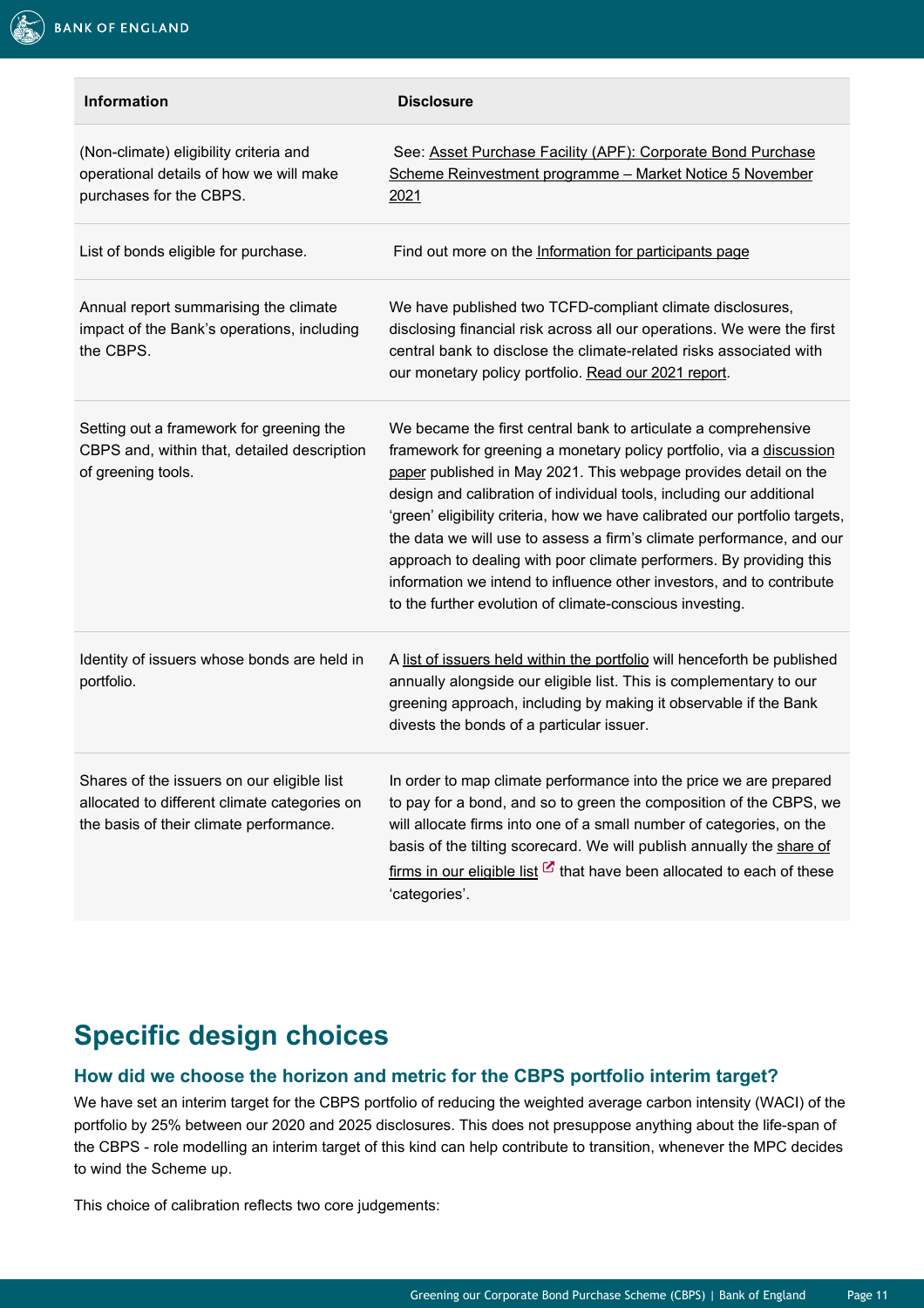| Information | Disclosure |
| --- | --- |
| (Non-climate) eligibility criteria and operational details of how we will make purchases for the CBPS. | See: Asset Purchase Facility (APF): Corporate Bond Purchase Scheme Reinvestment programme – Market Notice 5 November 2021 |
| List of bonds eligible for purchase. | Find out more on the Information for participants page |
| Annual report summarising the climate impact of the Bank's operations, including the CBPS. | We have published two TCFD-compliant climate disclosures, disclosing financial risk across all our operations. We were the first central bank to disclose the climate-related risks associated with our monetary policy portfolio. Read our 2021 report. |
| Setting out a framework for greening the CBPS and, within that, detailed description of greening tools. | We became the first central bank to articulate a comprehensive framework for greening a monetary policy portfolio, via a discussion paper published in May 2021. This webpage provides detail on the design and calibration of individual tools, including our additional 'green' eligibility criteria, how we have calibrated our portfolio targets, the data we will use to assess a firm's climate performance, and our approach to dealing with poor climate performers. By providing this information we intend to influence other investors, and to contribute to the further evolution of climate-conscious investing. |
| Identity of issuers whose bonds are held in portfolio. | A list of issuers held within the portfolio will henceforth be published annually alongside our eligible list. This is complementary to our greening approach, including by making it observable if the Bank divests the bonds of a particular issuer. |
| Shares of the issuers on our eligible list allocated to different climate categories on the basis of their climate performance. | In order to map climate performance into the price we are prepared to pay for a bond, and so to green the composition of the CBPS, we will allocate firms into one of a small number of categories, on the basis of the tilting scorecard. We will publish annually the share of firms in our eligible list that have been allocated to each of these 'categories'. |

# Specific design choices

## How did we choose the horizon and metric for the CBPS portfolio interim target?

We have set an interim target for the CBPS portfolio of reducing the weighted average carbon intensity (WACI) of the portfolio by 25% between our 2020 and 2025 disclosures. This does not presuppose anything about the life-span of the CBPS - role modelling an interim target of this kind can help contribute to transition, whenever the MPC decides to wind the Scheme up.

This choice of calibration reflects two core judgements: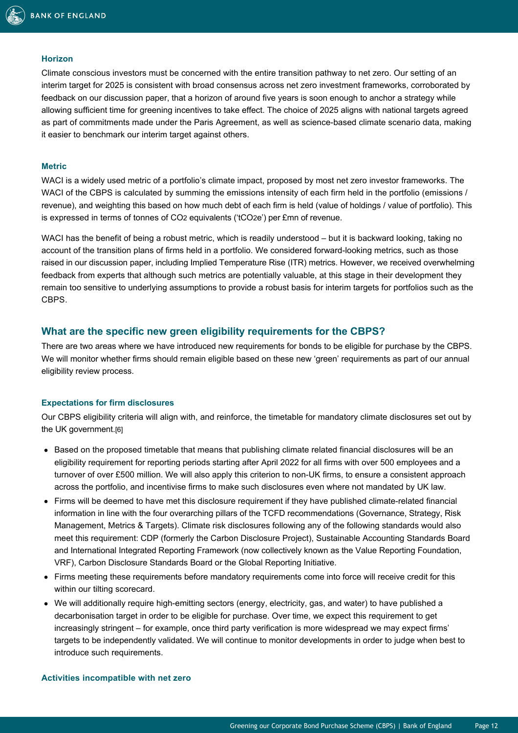### Horizon

Climate conscious investors must be concerned with the entire transition pathway to net zero. Our setting of an interim target for 2025 is consistent with broad consensus across net zero investment frameworks, corroborated by feedback on our discussion paper, that a horizon of around five years is soon enough to anchor a strategy while allowing sufficient time for greening incentives to take effect. The choice of 2025 aligns with national targets agreed as part of commitments made under the Paris Agreement, as well as science-based climate scenario data, making it easier to benchmark our interim target against others.

### Metric

WACI is a widely used metric of a portfolio's climate impact, proposed by most net zero investor frameworks. The WACI of the CBPS is calculated by summing the emissions intensity of each firm held in the portfolio (emissions / revenue), and weighting this based on how much debt of each firm is held (value of holdings / value of portfolio). This is expressed in terms of tonnes of $CO_2$ equivalents ('$tCO_2e$') per £mn of revenue.

WACI has the benefit of being a robust metric, which is readily understood – but it is backward looking, taking no account of the transition plans of firms held in a portfolio. We considered forward-looking metrics, such as those raised in our discussion paper, including Implied Temperature Rise (ITR) metrics. However, we received overwhelming feedback from experts that although such metrics are potentially valuable, at this stage in their development they remain too sensitive to underlying assumptions to provide a robust basis for interim targets for portfolios such as the CBPS.

## What are the specific new green eligibility requirements for the CBPS?

There are two areas where we have introduced new requirements for bonds to be eligible for purchase by the CBPS. We will monitor whether firms should remain eligible based on these new 'green' requirements as part of our annual eligibility review process.

### Expectations for firm disclosures

Our CBPS eligibility criteria will align with, and reinforce, the timetable for mandatory climate disclosures set out by the UK government.[6]

- Based on the proposed timetable that means that publishing climate related financial disclosures will be an eligibility requirement for reporting periods starting after April 2022 for all firms with over 500 employees and a turnover of over £500 million. We will also apply this criterion to non-UK firms, to ensure a consistent approach across the portfolio, and incentivise firms to make such disclosures even where not mandated by UK law.
- Firms will be deemed to have met this disclosure requirement if they have published climate-related financial information in line with the four overarching pillars of the TCFD recommendations (Governance, Strategy, Risk Management, Metrics & Targets). Climate risk disclosures following any of the following standards would also meet this requirement: CDP (formerly the Carbon Disclosure Project), Sustainable Accounting Standards Board and International Integrated Reporting Framework (now collectively known as the Value Reporting Foundation, VRF), Carbon Disclosure Standards Board or the Global Reporting Initiative.
- Firms meeting these requirements before mandatory requirements come into force will receive credit for this within our tilting scorecard.
- We will additionally require high-emitting sectors (energy, electricity, gas, and water) to have published a decarbonisation target in order to be eligible for purchase. Over time, we expect this requirement to get increasingly stringent – for example, once third party verification is more widespread we may expect firms' targets to be independently validated. We will continue to monitor developments in order to judge when best to introduce such requirements.

### Activities incompatible with net zero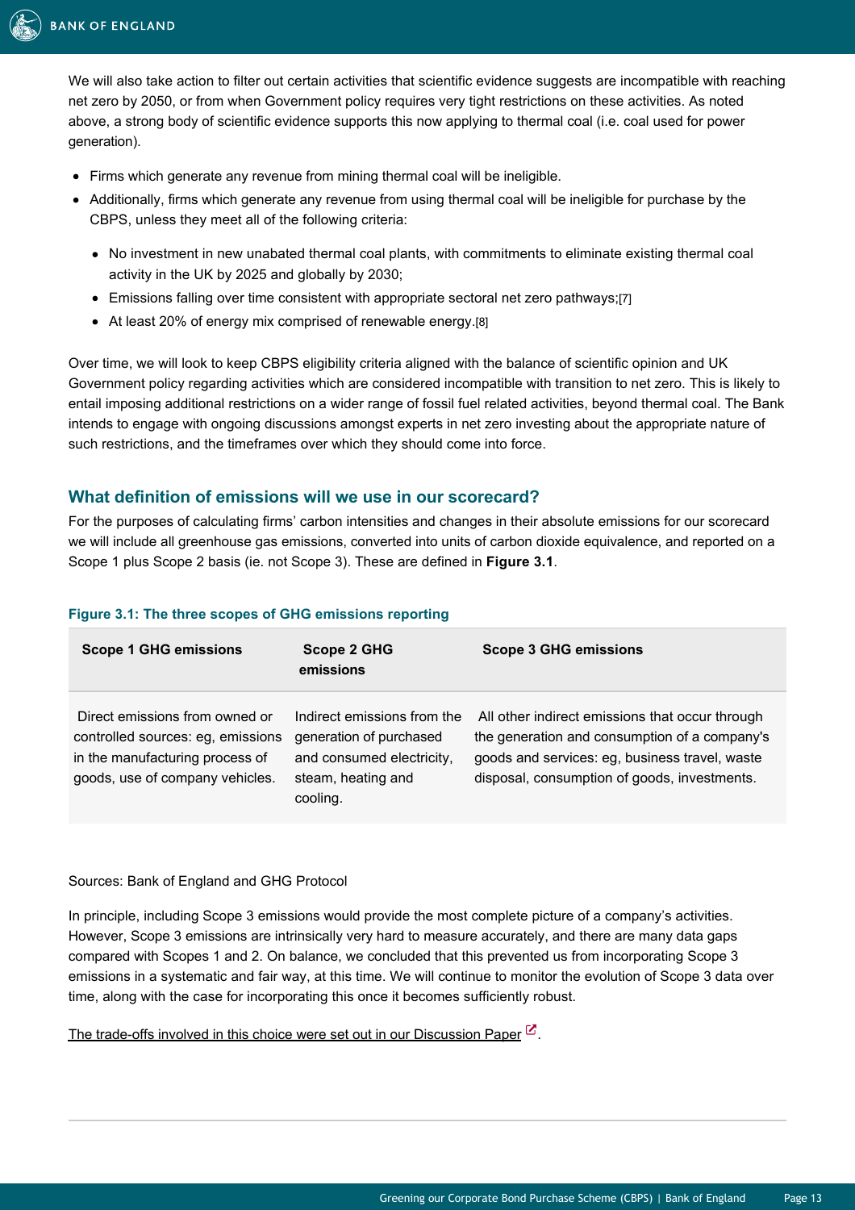We will also take action to filter out certain activities that scientific evidence suggests are incompatible with reaching net zero by 2050, or from when Government policy requires very tight restrictions on these activities. As noted above, a strong body of scientific evidence supports this now applying to thermal coal (i.e. coal used for power generation).

- Firms which generate any revenue from mining thermal coal will be ineligible.
- Additionally, firms which generate any revenue from using thermal coal will be ineligible for purchase by the CBPS, unless they meet all of the following criteria:
  - No investment in new unabated thermal coal plants, with commitments to eliminate existing thermal coal activity in the UK by 2025 and globally by 2030;
  - Emissions falling over time consistent with appropriate sectoral net zero pathways;[7]
  - At least 20% of energy mix comprised of renewable energy.[8]

Over time, we will look to keep CBPS eligibility criteria aligned with the balance of scientific opinion and UK Government policy regarding activities which are considered incompatible with transition to net zero. This is likely to entail imposing additional restrictions on a wider range of fossil fuel related activities, beyond thermal coal. The Bank intends to engage with ongoing discussions amongst experts in net zero investing about the appropriate nature of such restrictions, and the timeframes over which they should come into force.

## What definition of emissions will we use in our scorecard?

For the purposes of calculating firms' carbon intensities and changes in their absolute emissions for our scorecard we will include all greenhouse gas emissions, converted into units of carbon dioxide equivalence, and reported on a Scope 1 plus Scope 2 basis (ie. not Scope 3). These are defined in **Figure 3.1**.

**Figure 3.1: The three scopes of GHG emissions reporting**

| Scope 1 GHG emissions | Scope 2 GHG emissions | Scope 3 GHG emissions |
|---|---|---|
| Direct emissions from owned or controlled sources: eg, emissions in the manufacturing process of goods, use of company vehicles. | Indirect emissions from the generation of purchased and consumed electricity, steam, heating and cooling. | All other indirect emissions that occur through the generation and consumption of a company's goods and services: eg, business travel, waste disposal, consumption of goods, investments. |

Sources: Bank of England and GHG Protocol

In principle, including Scope 3 emissions would provide the most complete picture of a company's activities. However, Scope 3 emissions are intrinsically very hard to measure accurately, and there are many data gaps compared with Scopes 1 and 2. On balance, we concluded that this prevented us from incorporating Scope 3 emissions in a systematic and fair way, at this time. We will continue to monitor the evolution of Scope 3 data over time, along with the case for incorporating this once it becomes sufficiently robust.

The trade-offs involved in this choice were set out in our Discussion Paper.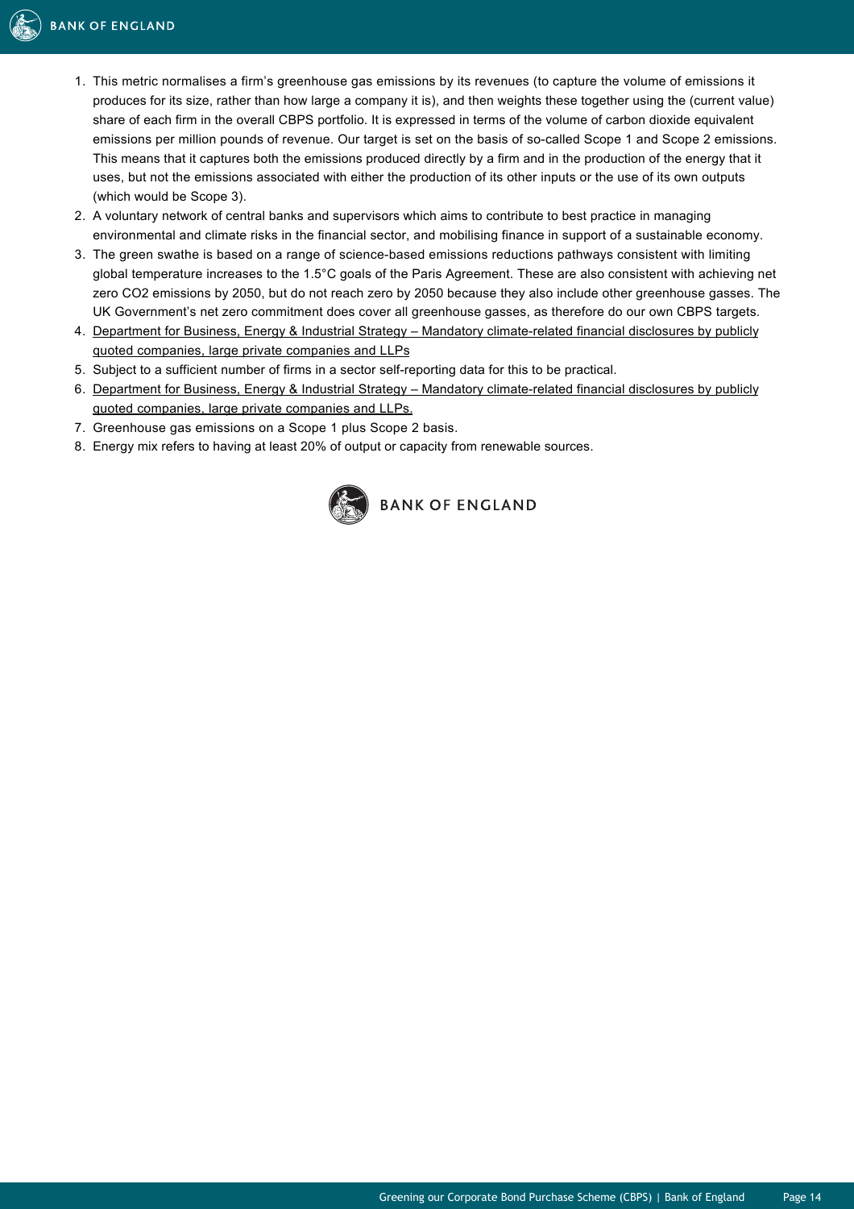1. This metric normalises a firm's greenhouse gas emissions by its revenues (to capture the volume of emissions it produces for its size, rather than how large a company it is), and then weights these together using the (current value) share of each firm in the overall CBPS portfolio. It is expressed in terms of the volume of carbon dioxide equivalent emissions per million pounds of revenue. Our target is set on the basis of so-called Scope 1 and Scope 2 emissions. This means that it captures both the emissions produced directly by a firm and in the production of the energy that it uses, but not the emissions associated with either the production of its other inputs or the use of its own outputs (which would be Scope 3).
2. A voluntary network of central banks and supervisors which aims to contribute to best practice in managing environmental and climate risks in the financial sector, and mobilising finance in support of a sustainable economy.
3. The green swathe is based on a range of science-based emissions reductions pathways consistent with limiting global temperature increases to the 1.5°C goals of the Paris Agreement. These are also consistent with achieving net zero $CO_2$ emissions by 2050, but do not reach zero by 2050 because they also include other greenhouse gasses. The UK Government's net zero commitment does cover all greenhouse gasses, as therefore do our own CBPS targets.
4. Department for Business, Energy & Industrial Strategy – Mandatory climate-related financial disclosures by publicly quoted companies, large private companies and LLPs
5. Subject to a sufficient number of firms in a sector self-reporting data for this to be practical.
6. Department for Business, Energy & Industrial Strategy – Mandatory climate-related financial disclosures by publicly quoted companies, large private companies and LLPs.
7. Greenhouse gas emissions on a Scope 1 plus Scope 2 basis.
8. Energy mix refers to having at least 20% of output or capacity from renewable sources.

BANK OF ENGLAND